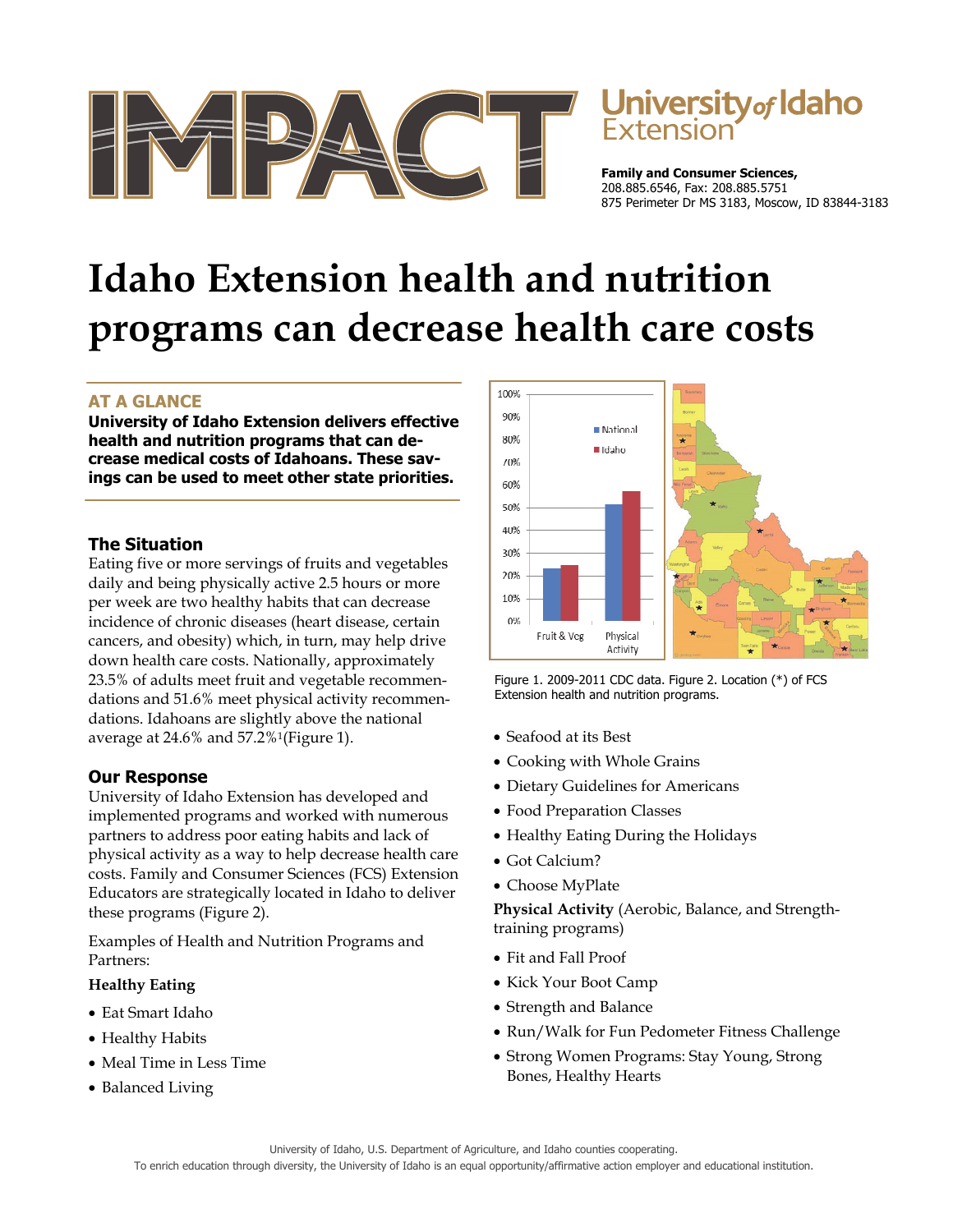University of Idaho Extension

**Family and Consumer Sciences,**
208.885.6546, Fax: 208.885.5751
875 Perimeter Dr MS 3183, Moscow, ID 83844-3183

# Idaho Extension health and nutrition programs can decrease health care costs

## AT A GLANCE

**University of Idaho Extension delivers effective health and nutrition programs that can decrease medical costs of Idahoans. These savings can be used to meet other state priorities.**

## The Situation

Eating five or more servings of fruits and vegetables daily and being physically active 2.5 hours or more per week are two healthy habits that can decrease incidence of chronic diseases (heart disease, certain cancers, and obesity) which, in turn, may help drive down health care costs. Nationally, approximately 23.5% of adults meet fruit and vegetable recommendations and 51.6% meet physical activity recommendations. Idahoans are slightly above the national average at 24.6% and 57.2%[1](Figure 1).

## Our Response

University of Idaho Extension has developed and implemented programs and worked with numerous partners to address poor eating habits and lack of physical activity as a way to help decrease health care costs. Family and Consumer Sciences (FCS) Extension Educators are strategically located in Idaho to deliver these programs (Figure 2).

Examples of Health and Nutrition Programs and Partners:

**Healthy Eating**

- Eat Smart Idaho
- Healthy Habits
- Meal Time in Less Time
- Balanced Living
- Seafood at its Best
- Cooking with Whole Grains
- Dietary Guidelines for Americans
- Food Preparation Classes
- Healthy Eating During the Holidays
- Got Calcium?
- Choose MyPlate

**Physical Activity** (Aerobic, Balance, and Strength-training programs)

- Fit and Fall Proof
- Kick Your Boot Camp
- Strength and Balance
- Run/Walk for Fun Pedometer Fitness Challenge
- Strong Women Programs: Stay Young, Strong Bones, Healthy Hearts

Figure 1. 2009-2011 CDC data. Figure 2. Location (*) of FCS Extension health and nutrition programs.

University of Idaho, U.S. Department of Agriculture, and Idaho counties cooperating.
To enrich education through diversity, the University of Idaho is an equal opportunity/affirmative action employer and educational institution.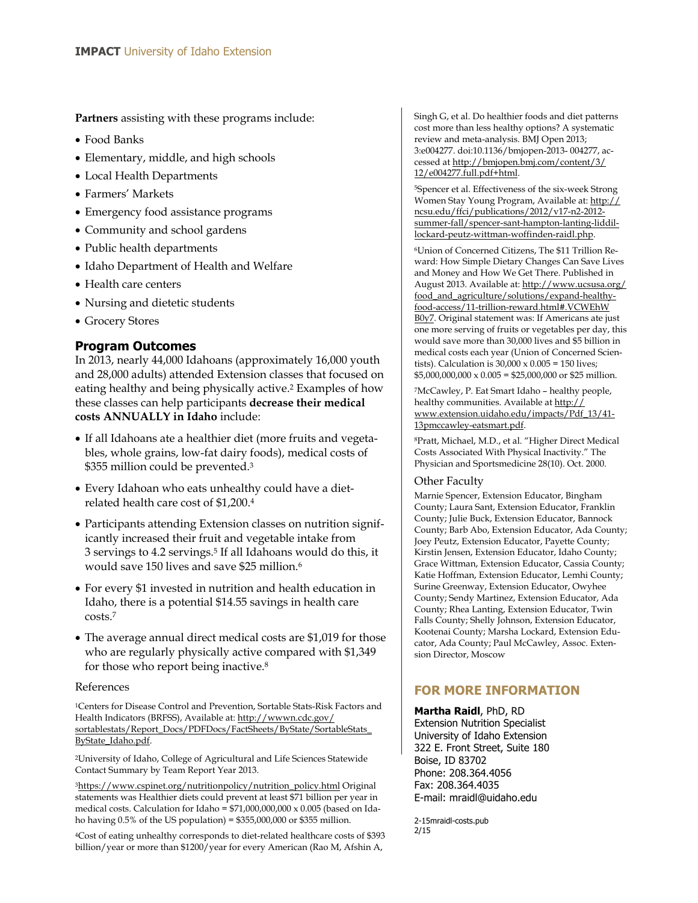**Partners** assisting with these programs include:

- Food Banks
- Elementary, middle, and high schools
- Local Health Departments
- Farmers' Markets
- Emergency food assistance programs
- Community and school gardens
- Public health departments
- Idaho Department of Health and Welfare
- Health care centers
- Nursing and dietetic students
- Grocery Stores

## Program Outcomes

In 2013, nearly 44,000 Idahoans (approximately 16,000 youth and 28,000 adults) attended Extension classes that focused on eating healthy and being physically active.[2] Examples of how these classes can help participants **decrease their medical costs ANNUALLY in Idaho** include:

- If all Idahoans ate a healthier diet (more fruits and vegetables, whole grains, low-fat dairy foods), medical costs of $355 million could be prevented.[3]
- Every Idahoan who eats unhealthy could have a diet-related health care cost of $1,200.[4]
- Participants attending Extension classes on nutrition significantly increased their fruit and vegetable intake from 3 servings to 4.2 servings.[5] If all Idahoans would do this, it would save 150 lives and save $25 million.[6]
- For every $1 invested in nutrition and health education in Idaho, there is a potential $14.55 savings in health care costs.[7]
- The average annual direct medical costs are $1,019 for those who are regularly physically active compared with $1,349 for those who report being inactive.[8]

### References

[1]Centers for Disease Control and Prevention, Sortable Stats-Risk Factors and Health Indicators (BRFSS), Available at: http://wwwn.cdc.gov/sortablestats/Report_Docs/PDFDocs/FactSheets/ByState/SortableStats_ByState_Idaho.pdf.

[2]University of Idaho, College of Agricultural and Life Sciences Statewide Contact Summary by Team Report Year 2013.

[3]https://www.cspinet.org/nutritionpolicy/nutrition_policy.html Original statements was Healthier diets could prevent at least $71 billion per year in medical costs. Calculation for Idaho = $71,000,000,000 x 0.005 (based on Idaho having 0.5% of the US population) = $355,000,000 or $355 million.

[4]Cost of eating unhealthy corresponds to diet-related healthcare costs of $393 billion/year or more than $1200/year for every American (Rao M, Afshin A, Singh G, et al. Do healthier foods and diet patterns cost more than less healthy options? A systematic review and meta-analysis. BMJ Open 2013; 3:e004277. doi:10.1136/bmjopen-2013- 004277, accessed at http://bmjopen.bmj.com/content/3/12/e004277.full.pdf+html.

[5]Spencer et al. Effectiveness of the six-week Strong Women Stay Young Program, Available at: http://ncsu.edu/ffci/publications/2012/v17-n2-2012-summer-fall/spencer-sant-hampton-lanting-liddil-lockard-peutz-wittman-woffinden-raidl.php.

[6]Union of Concerned Citizens, The $11 Trillion Reward: How Simple Dietary Changes Can Save Lives and Money and How We Get There. Published in August 2013. Available at: http://www.ucsusa.org/food_and_agriculture/solutions/expand-healthy-food-access/11-trillion-reward.html#.VCWEhWB0y7. Original statement was: If Americans ate just one more serving of fruits or vegetables per day, this would save more than 30,000 lives and $5 billion in medical costs each year (Union of Concerned Scientists). Calculation is 30,000 x 0.005 = 150 lives; $5,000,000,000 x 0.005 = $25,000,000 or $25 million.

[7]McCawley, P. Eat Smart Idaho – healthy people, healthy communities. Available at http://www.extension.uidaho.edu/impacts/Pdf_13/41-13pmccawley-eatsmart.pdf.

[8]Pratt, Michael, M.D., et al. "Higher Direct Medical Costs Associated With Physical Inactivity." The Physician and Sportsmedicine 28(10). Oct. 2000.

### Other Faculty

Marnie Spencer, Extension Educator, Bingham County; Laura Sant, Extension Educator, Franklin County; Julie Buck, Extension Educator, Bannock County; Barb Abo, Extension Educator, Ada County; Joey Peutz, Extension Educator, Payette County; Kirstin Jensen, Extension Educator, Idaho County; Grace Wittman, Extension Educator, Cassia County; Katie Hoffman, Extension Educator, Lemhi County; Surine Greenway, Extension Educator, Owyhee County; Sendy Martinez, Extension Educator, Ada County; Rhea Lanting, Extension Educator, Twin Falls County; Shelly Johnson, Extension Educator, Kootenai County; Marsha Lockard, Extension Educator, Ada County; Paul McCawley, Assoc. Extension Director, Moscow

## FOR MORE INFORMATION

**Martha Raidl**, PhD, RD
Extension Nutrition Specialist
University of Idaho Extension
322 E. Front Street, Suite 180
Boise, ID 83702
Phone: 208.364.4056
Fax: 208.364.4035
E-mail: mraidl@uidaho.edu

2-15mraidl-costs.pub
2/15